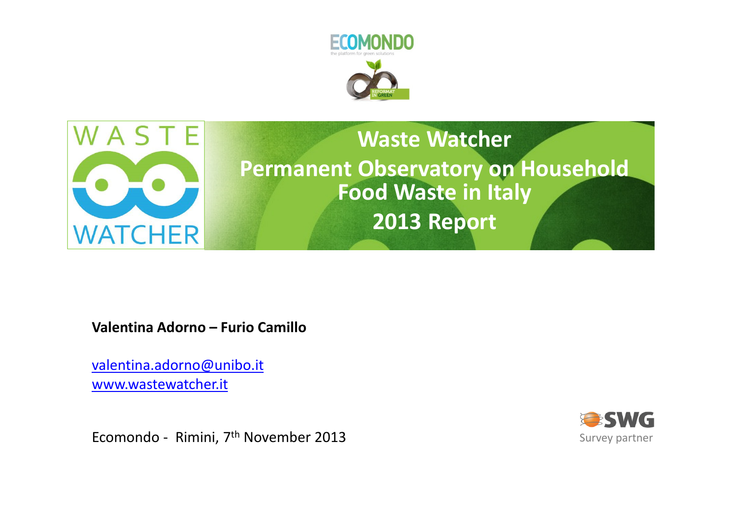ECOMONDO

the platform for green solutions

WASTE WATCHER

# Waste Watcher
# Permanent Observatory on Household Food Waste in Italy
# 2013 Report

**Valentina Adorno – Furio Camillo**

valentina.adorno@unibo.it
www.wastewatcher.it

Ecomondo - Rimini, 7th November 2013

SWG
Survey partner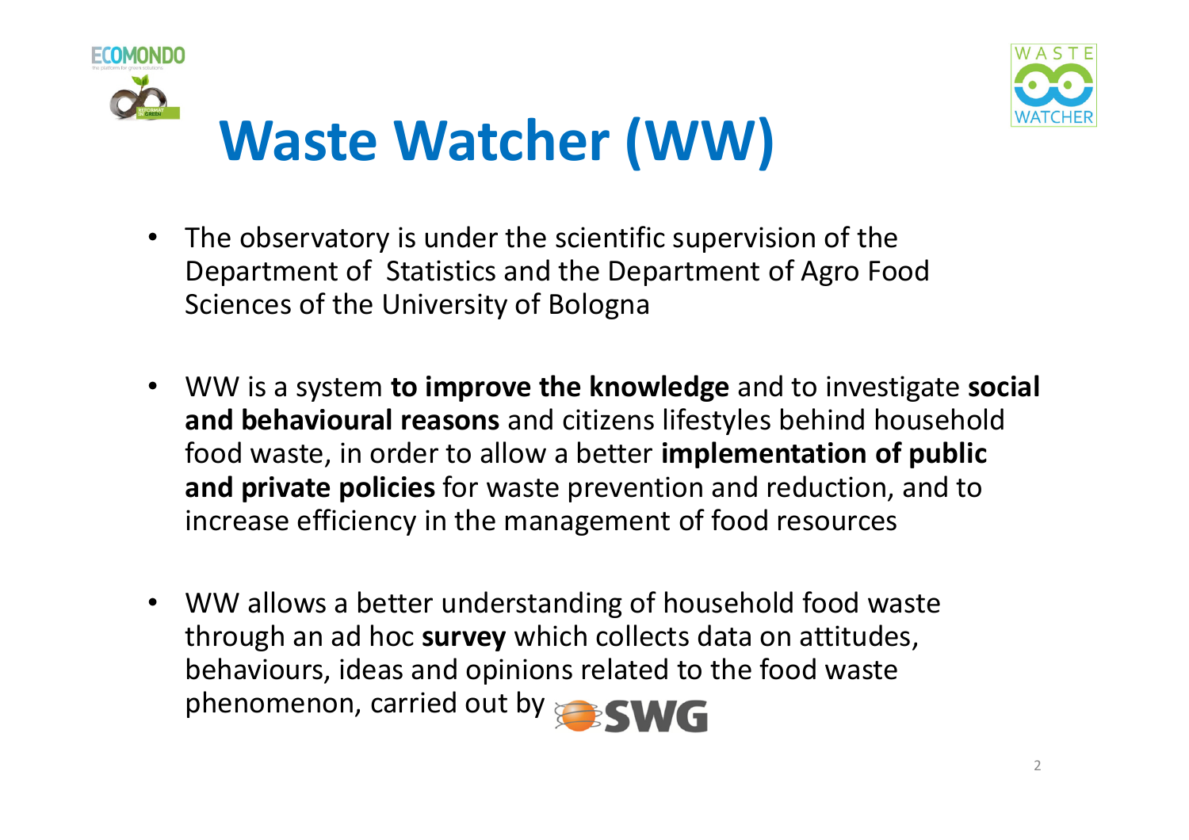# Waste Watcher (WW)

- The observatory is under the scientific supervision of the Department of Statistics and the Department of Agro Food Sciences of the University of Bologna

- WW is a system **to improve the knowledge** and to investigate **social and behavioural reasons** and citizens lifestyles behind household food waste, in order to allow a better **implementation of public and private policies** for waste prevention and reduction, and to increase efficiency in the management of food resources

- WW allows a better understanding of household food waste through an ad hoc **survey** which collects data on attitudes, behaviours, ideas and opinions related to the food waste phenomenon, carried out by SWG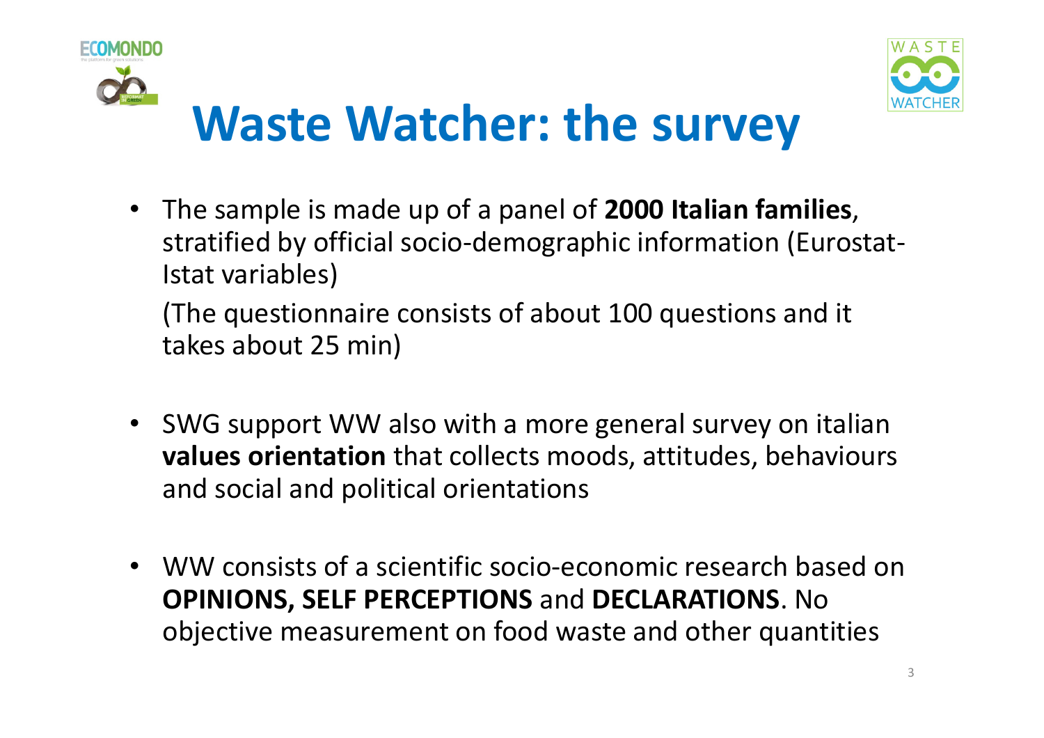# Waste Watcher: the survey

- The sample is made up of a panel of **2000 Italian families**, stratified by official socio-demographic information (Eurostat-Istat variables)

  (The questionnaire consists of about 100 questions and it takes about 25 min)

- SWG support WW also with a more general survey on italian **values orientation** that collects moods, attitudes, behaviours and social and political orientations

- WW consists of a scientific socio-economic research based on **OPINIONS, SELF PERCEPTIONS** and **DECLARATIONS**. No objective measurement on food waste and other quantities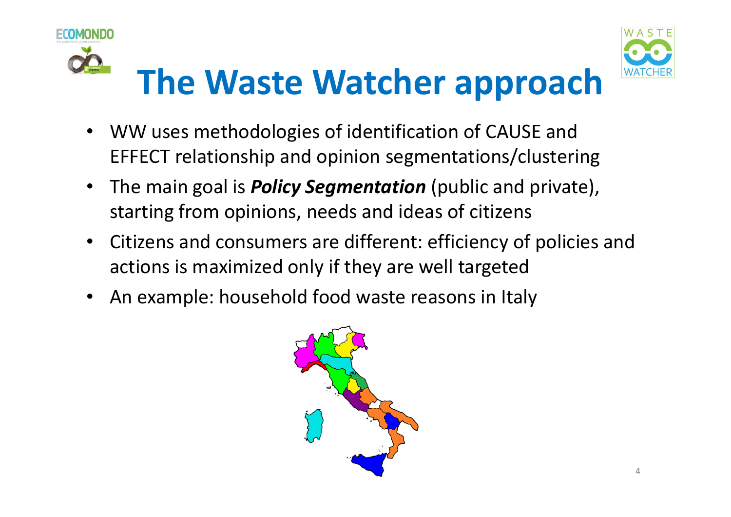# The Waste Watcher approach

- WW uses methodologies of identification of CAUSE and EFFECT relationship and opinion segmentations/clustering
- The main goal is ***Policy Segmentation*** (public and private), starting from opinions, needs and ideas of citizens
- Citizens and consumers are different: efficiency of policies and actions is maximized only if they are well targeted
- An example: household food waste reasons in Italy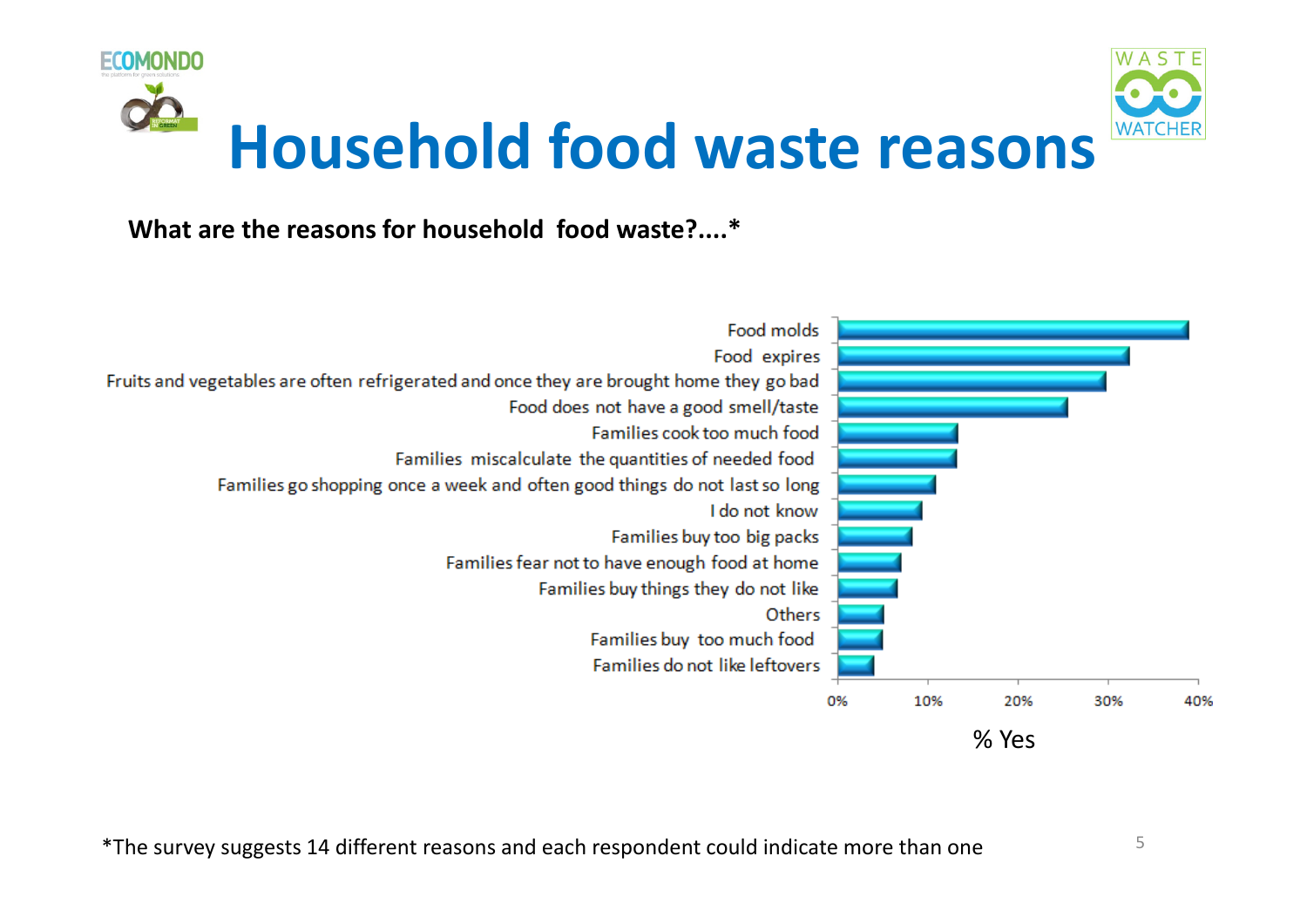# Household food waste reasons

**What are the reasons for household food waste?....\***

Food molds
Food expires
Fruits and vegetables are often refrigerated and once they are brought home they go bad
Food does not have a good smell/taste
Families cook too much food
Families miscalculate the quantities of needed food
Families go shopping once a week and often good things do not last so long
I do not know
Families buy too big packs
Families fear not to have enough food at home
Families buy things they do not like
Others
Families buy too much food
Families do not like leftovers

0% 10% 20% 30% 40%

% Yes

\*The survey suggests 14 different reasons and each respondent could indicate more than one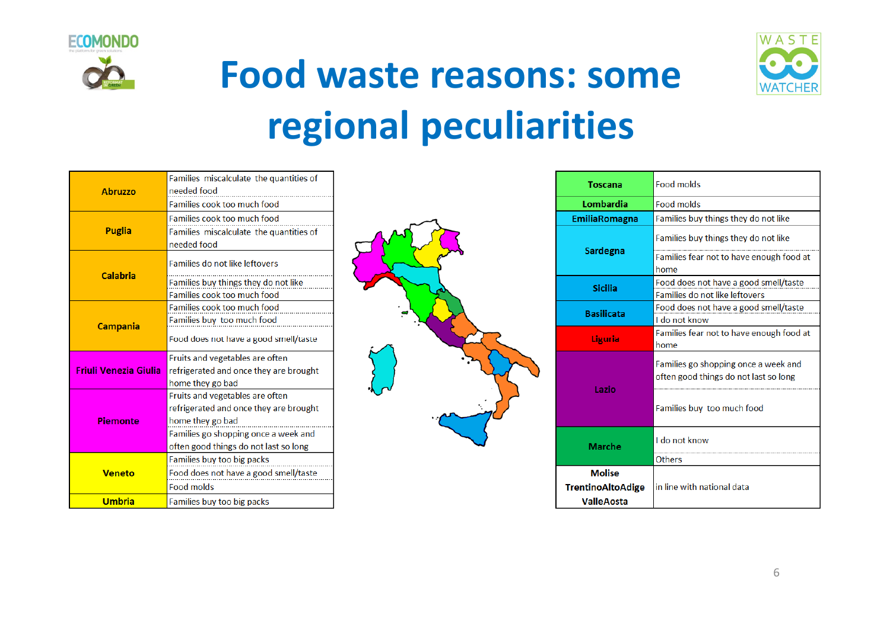# Food waste reasons: some regional peculiarities

| Region | Reasons |
|---|---|
| Abruzzo | Families miscalculate the quantities of needed food |
| | Families cook too much food |
| Puglia | Families cook too much food |
| | Families miscalculate the quantities of needed food |
| Calabria | Families do not like leftovers |
| | Families buy things they do not like |
| | Families cook too much food |
| Campania | Families cook too much food |
| | Families buy too much food |
| | Food does not have a good smell/taste |
| Friuli Venezia Giulia | Fruits and vegetables are often refrigerated and once they are brought home they go bad |
| Piemonte | Fruits and vegetables are often refrigerated and once they are brought home they go bad |
| | Families go shopping once a week and often good things do not last so long |
| Veneto | Families buy too big packs |
| | Food does not have a good smell/taste |
| | Food molds |
| Umbria | Families buy too big packs |

| Region | Reasons |
|---|---|
| Toscana | Food molds |
| Lombardia | Food molds |
| EmiliaRomagna | Families buy things they do not like |
| Sardegna | Families buy things they do not like |
| | Families fear not to have enough food at home |
| Sicilia | Food does not have a good smell/taste |
| | Families do not like leftovers |
| Basilicata | Food does not have a good smell/taste |
| | I do not know |
| Liguria | Families fear not to have enough food at home |
| Lazio | Families go shopping once a week and often good things do not last so long |
| | Families buy too much food |
| Marche | I do not know |
| | Others |
| Molise, TrentinoAltoAdige, ValleAosta | in line with national data |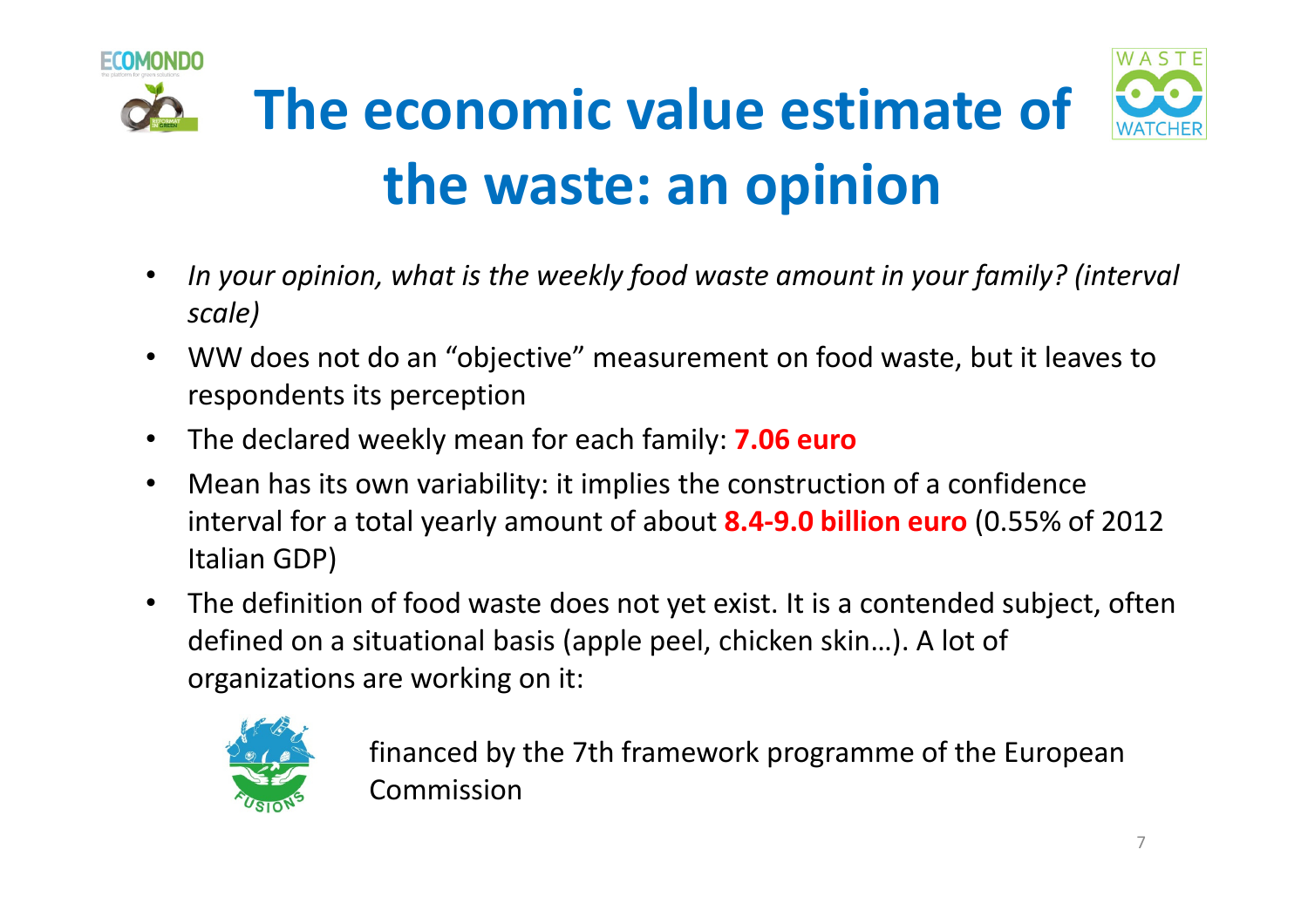# The economic value estimate of the waste: an opinion

- *In your opinion, what is the weekly food waste amount in your family? (interval scale)*
- WW does not do an "objective" measurement on food waste, but it leaves to respondents its perception
- The declared weekly mean for each family: **7.06 euro**
- Mean has its own variability: it implies the construction of a confidence interval for a total yearly amount of about **8.4-9.0 billion euro** (0.55% of 2012 Italian GDP)
- The definition of food waste does not yet exist. It is a contended subject, often defined on a situational basis (apple peel, chicken skin…). A lot of organizations are working on it:

FUSIONS: financed by the 7th framework programme of the European Commission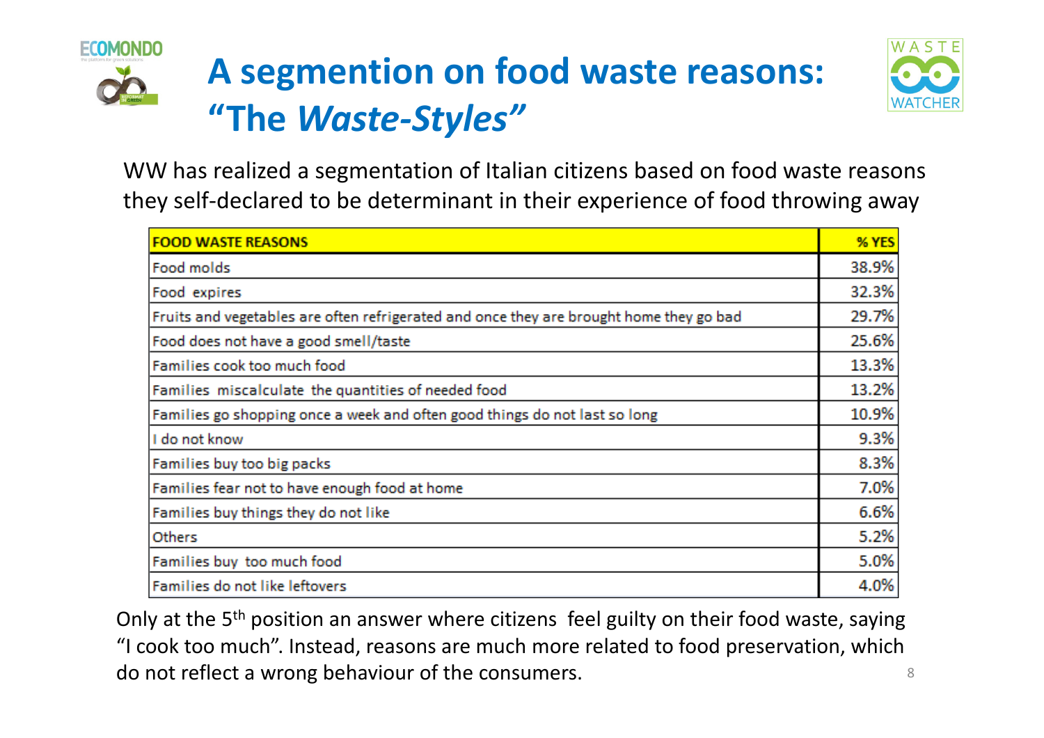# A segmention on food waste reasons: "The *Waste-Styles*"

WW has realized a segmentation of Italian citizens based on food waste reasons they self-declared to be determinant in their experience of food throwing away

| FOOD WASTE REASONS | % YES |
|---|---|
| Food molds | 38.9% |
| Food expires | 32.3% |
| Fruits and vegetables are often refrigerated and once they are brought home they go bad | 29.7% |
| Food does not have a good smell/taste | 25.6% |
| Families cook too much food | 13.3% |
| Families miscalculate the quantities of needed food | 13.2% |
| Families go shopping once a week and often good things do not last so long | 10.9% |
| I do not know | 9.3% |
| Families buy too big packs | 8.3% |
| Families fear not to have enough food at home | 7.0% |
| Families buy things they do not like | 6.6% |
| Others | 5.2% |
| Families buy too much food | 5.0% |
| Families do not like leftovers | 4.0% |

Only at the 5$^{th}$ position an answer where citizens feel guilty on their food waste, saying "I cook too much". Instead, reasons are much more related to food preservation, which do not reflect a wrong behaviour of the consumers.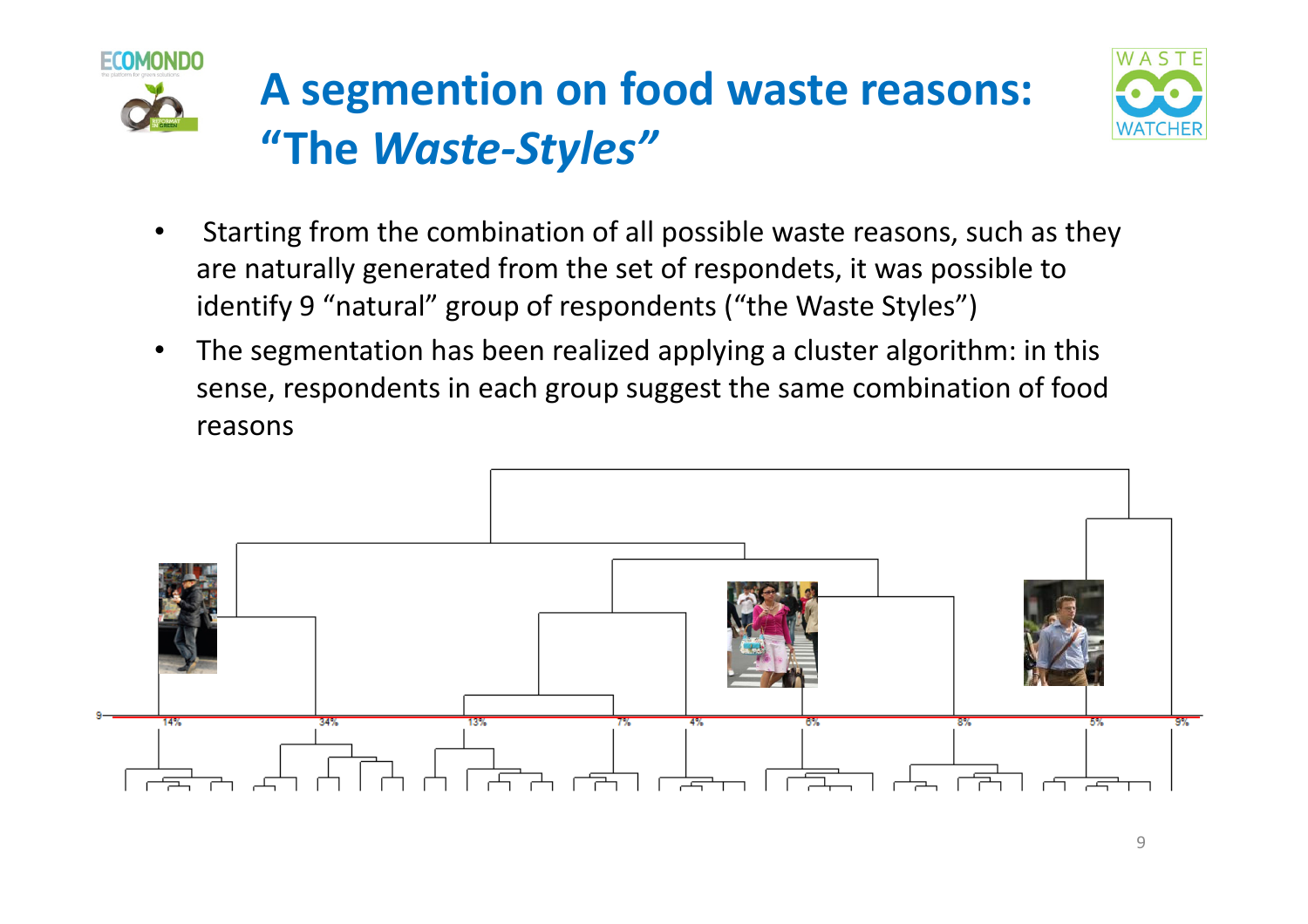# A segmention on food waste reasons: "The *Waste-Styles*"

- Starting from the combination of all possible waste reasons, such as they are naturally generated from the set of respondets, it was possible to identify 9 "natural" group of respondents ("the Waste Styles")
- The segmentation has been realized applying a cluster algorithm: in this sense, respondents in each group suggest the same combination of food reasons

9

14% 34% 13% 7% 4% 6% 8% 5% 9%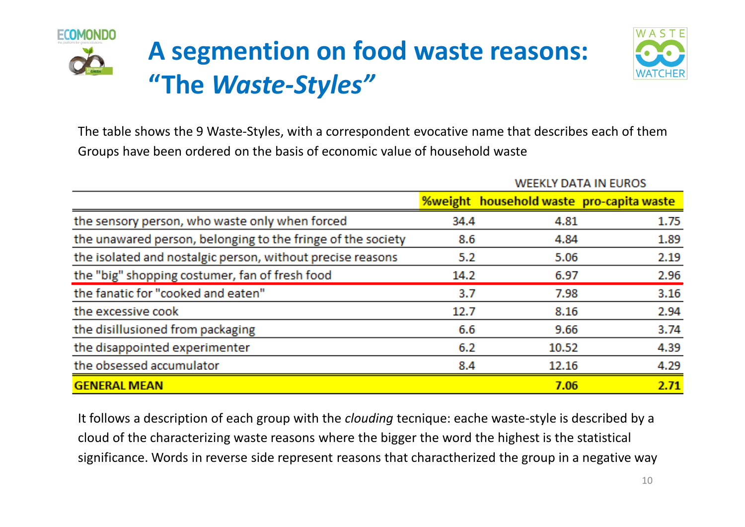# A segmention on food waste reasons: "The *Waste-Styles*"

The table shows the 9 Waste-Styles, with a correspondent evocative name that describes each of them Groups have been ordered on the basis of economic value of household waste

| | | WEEKLY DATA IN EUROS | |
|---|---|---|---|
| | %weight | household waste | pro-capita waste |
| the sensory person, who waste only when forced | 34.4 | 4.81 | 1.75 |
| the unawared person, belonging to the fringe of the society | 8.6 | 4.84 | 1.89 |
| the isolated and nostalgic person, without precise reasons | 5.2 | 5.06 | 2.19 |
| the "big" shopping costumer, fan of fresh food | 14.2 | 6.97 | 2.96 |
| the fanatic for "cooked and eaten" | 3.7 | 7.98 | 3.16 |
| the excessive cook | 12.7 | 8.16 | 2.94 |
| the disillusioned from packaging | 6.6 | 9.66 | 3.74 |
| the disappointed experimenter | 6.2 | 10.52 | 4.39 |
| the obsessed accumulator | 8.4 | 12.16 | 4.29 |
| **GENERAL MEAN** | | **7.06** | **2.71** |

It follows a description of each group with the *clouding* tecnique: eache waste-style is described by a cloud of the characterizing waste reasons where the bigger the word the highest is the statistical significance. Words in reverse side represent reasons that charactherized the group in a negative way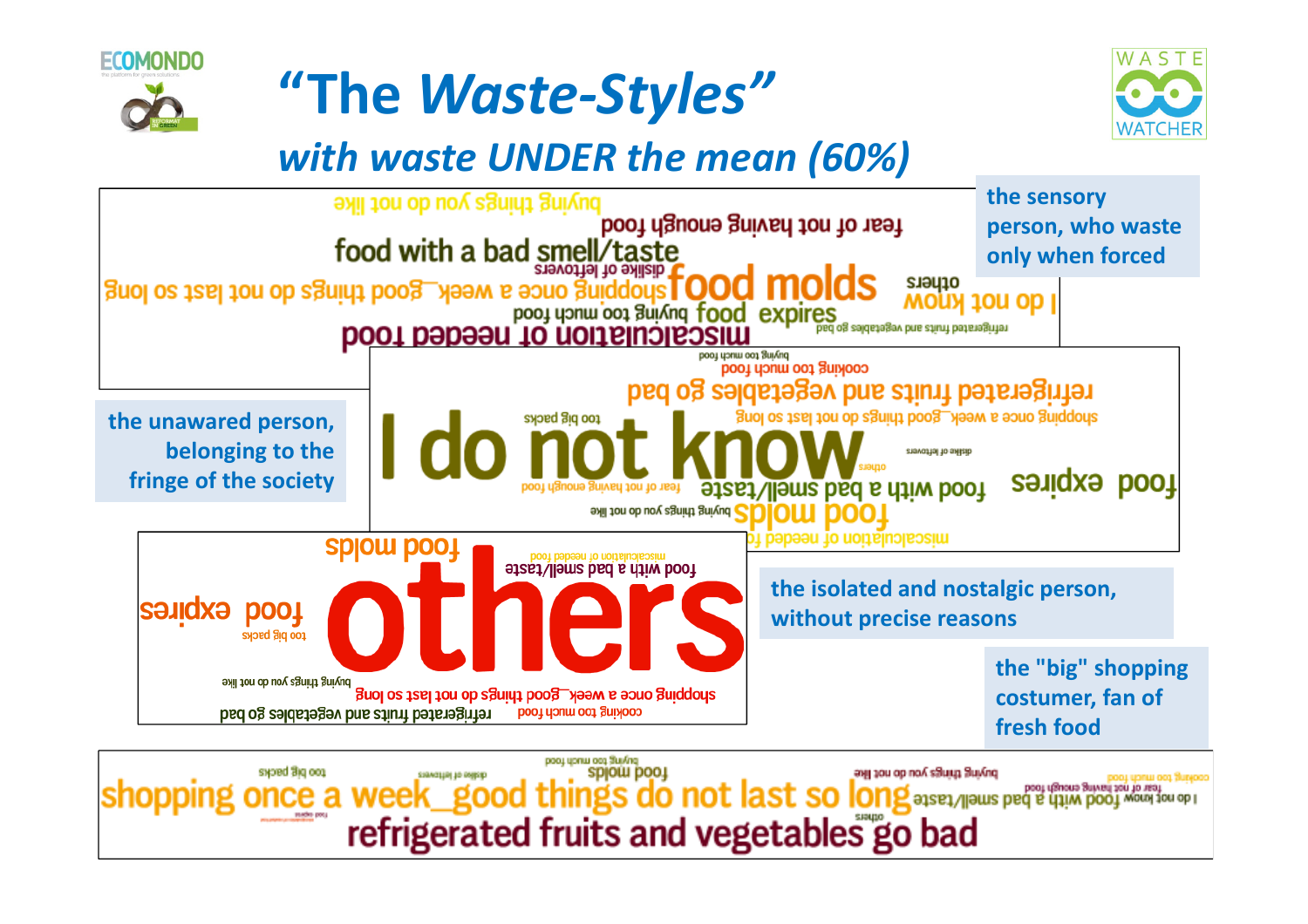# "The *Waste-Styles*"

## *with waste UNDER the mean (60%)*

**the sensory person, who waste only when forced**

buying things you do not like
fear of not having enough food
food with a bad smell/taste
dislike of leftovers
shopping once a week_good things do not last so long
food molds
others
I do not know
buying too much food
food expires
refrigerated fruits and vegetables go bad
miscalculation of needed food

**the unawared person, belonging to the fringe of the society**

buying too much food
cooking too much food
refrigerated fruits and vegetables go bad
too big packs
shopping once a week_good things do not last so long
I do not know
dislike of leftovers
others
fear of not having enough food
food with a bad smell/taste
food expires
buying things you do not like
food molds
miscalculation of needed food

**the isolated and nostalgic person, without precise reasons**

food molds
miscalculation of needed food
food with a bad smell/taste
food expires
too big packs
others
buying things you do not like
shopping once a week_good things do not last so long
refrigerated fruits and vegetables go bad
cooking too much food

**the "big" shopping costumer, fan of fresh food**

too big packs
dislike of leftovers
buying too much food
food molds
buying things you do not like
cooking too much food
shopping once a week_good things do not last so long
food with a bad smell/taste
I do not know
fear of not having enough food
others
refrigerated fruits and vegetables go bad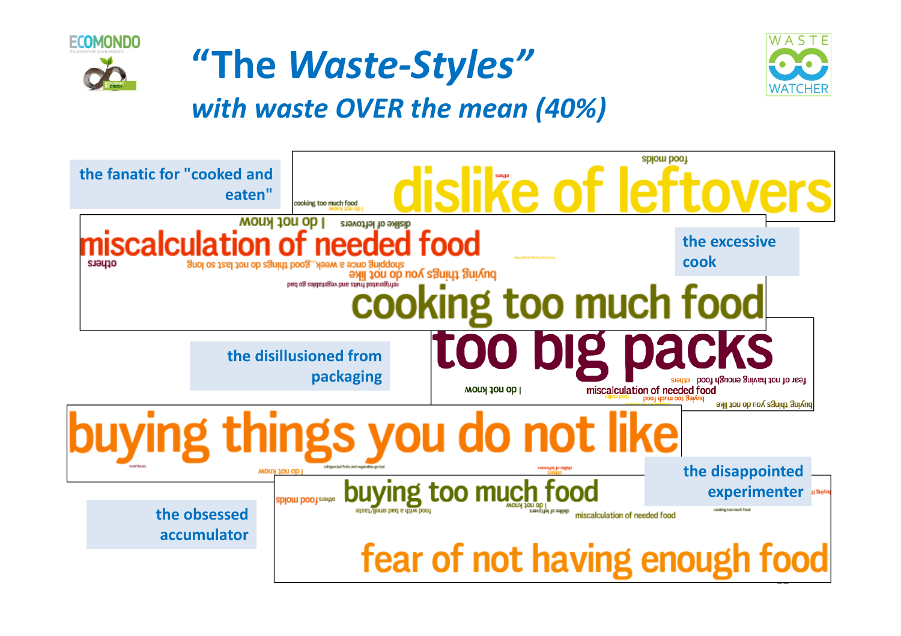# "The *Waste-Styles*"

## *with waste OVER the mean (40%)*

**the fanatic for "cooked and eaten"**

dislike of leftovers

food molds

cooking too much food

others

I do not know

**the excessive cook**

miscalculation of needed food

dislike of leftovers

I do not know

others

shopping once a week

good things do not last so long

buying things you do not like

refrigerated fruits and vegetables go bad

cooking too much food

**the disillusioned from packaging**

too big packs

fear of not having enough food

others

miscalculation of needed food

buying too much food

I do not know

buying things you do not like

**the disappointed experimenter**

buying things you do not like

I do not know

refrigerated fruits and vegetables go bad

dislike of leftovers

others

**the obsessed accumulator**

buying too much food

food molds

others

food with a bad smell/taste

I do not know

dislike of leftovers

miscalculation of needed food

cooking too much food

fear of not having enough food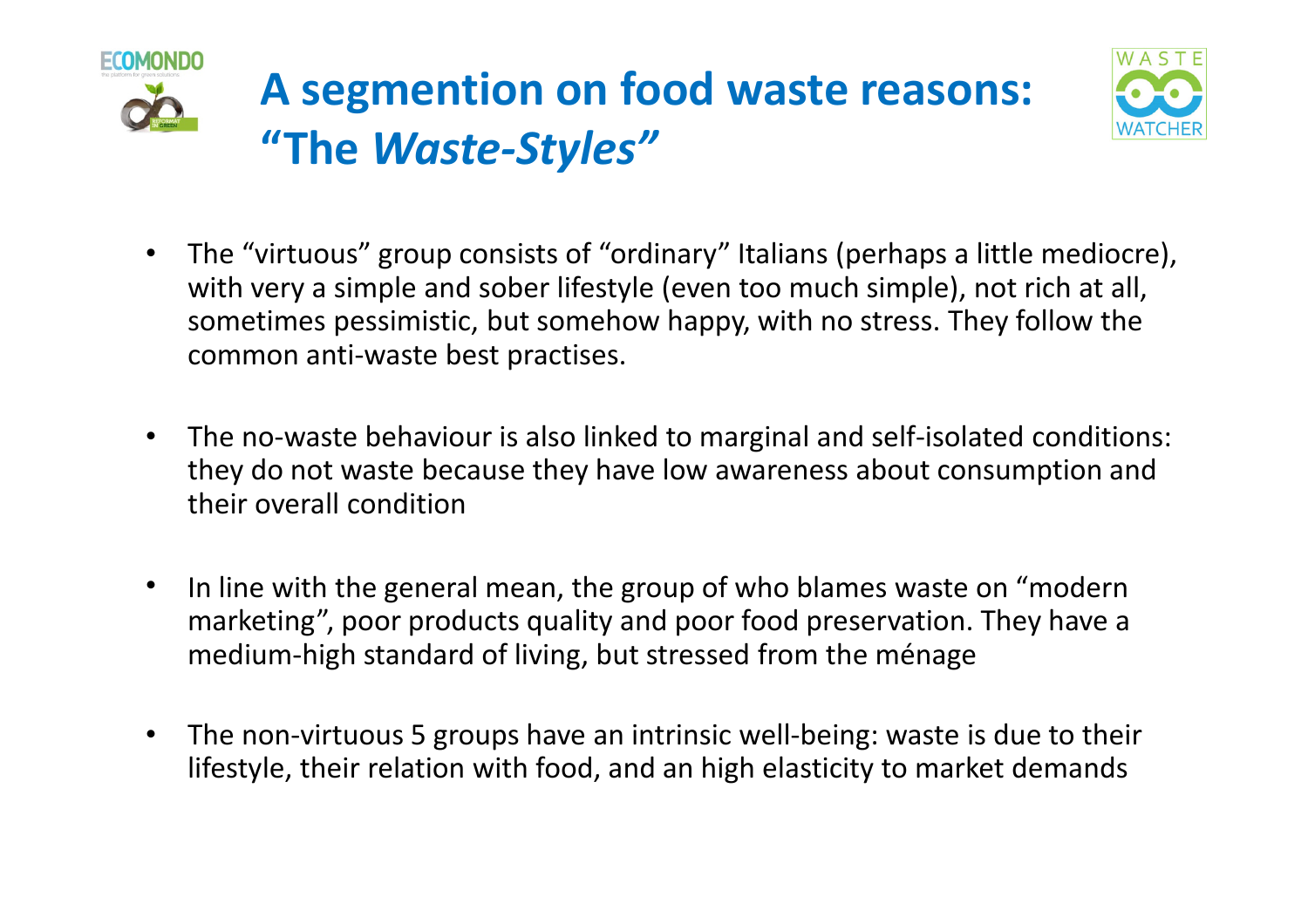# A segmention on food waste reasons: "The *Waste-Styles*"

- The "virtuous" group consists of "ordinary" Italians (perhaps a little mediocre), with very a simple and sober lifestyle (even too much simple), not rich at all, sometimes pessimistic, but somehow happy, with no stress. They follow the common anti-waste best practises.

- The no-waste behaviour is also linked to marginal and self-isolated conditions: they do not waste because they have low awareness about consumption and their overall condition

- In line with the general mean, the group of who blames waste on "modern marketing", poor products quality and poor food preservation. They have a medium-high standard of living, but stressed from the ménage

- The non-virtuous 5 groups have an intrinsic well-being: waste is due to their lifestyle, their relation with food, and an high elasticity to market demands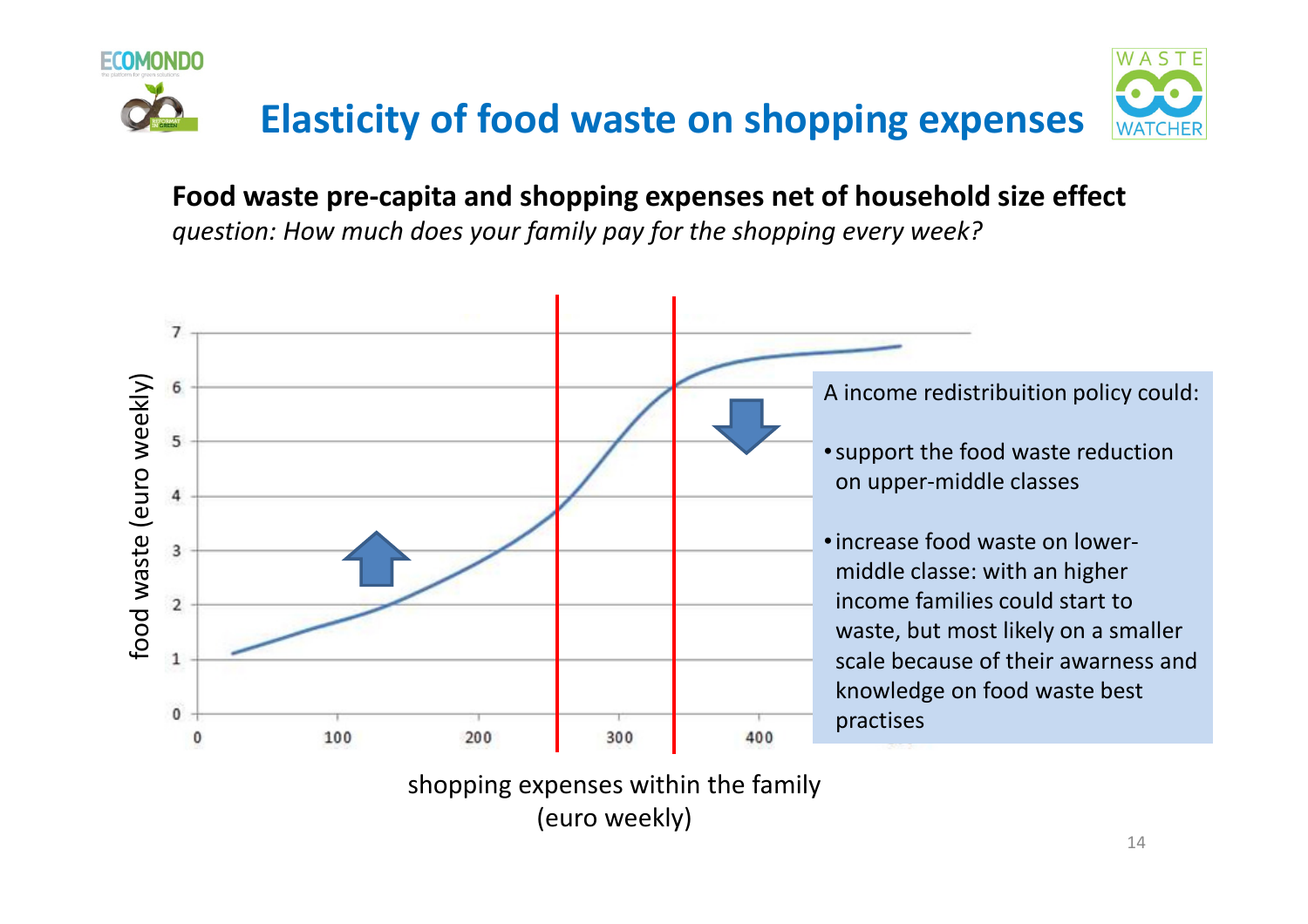# Elasticity of food waste on shopping expenses

**Food waste pre-capita and shopping expenses net of household size effect**

*question: How much does your family pay for the shopping every week?*

food waste (euro weekly)

shopping expenses within the family (euro weekly)

A income redistribuition policy could:

- support the food waste reduction on upper-middle classes
- increase food waste on lower-middle classe: with an higher income families could start to waste, but most likely on a smaller scale because of their awarness and knowledge on food waste best practises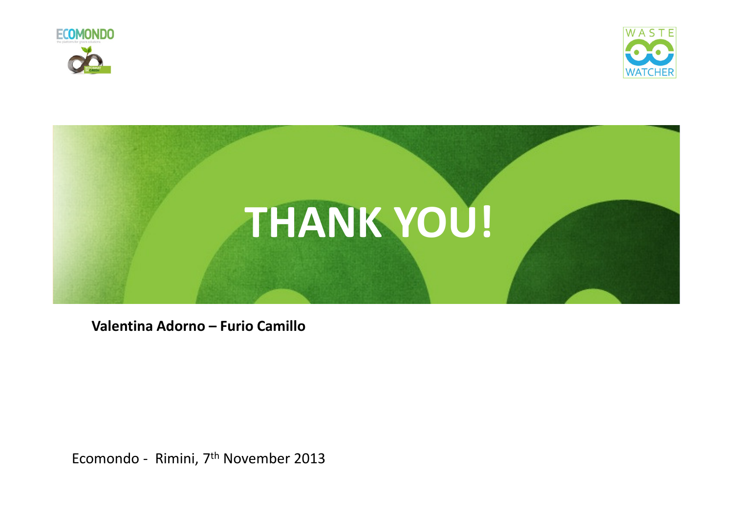# THANK YOU!

**Valentina Adorno – Furio Camillo**

Ecomondo - Rimini, 7th November 2013